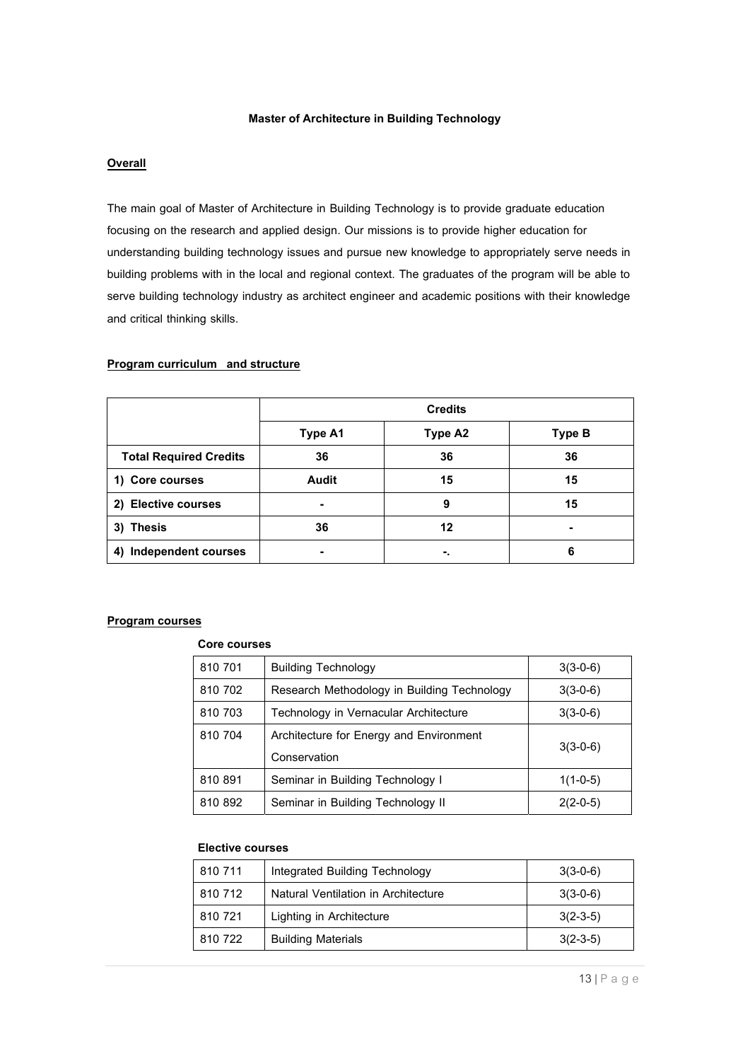# Master of Architecture in Building Technology

## Overall

The main goal of Master of Architecture in Building Technology is to provide graduate education focusing on the research and applied design. Our missions is to provide higher education for understanding building technology issues and pursue new knowledge to appropriately serve needs in building problems with in the local and regional context. The graduates of the program will be able to serve building technology industry as architect engineer and academic positions with their knowledge and critical thinking skills.

## Program curriculum and structure

| | Credits | | |
|---|---|---|---|
| | **Type A1** | **Type A2** | **Type B** |
| **Total Required Credits** | **36** | **36** | **36** |
| **1) Core courses** | **Audit** | **15** | **15** |
| **2) Elective courses** | **-** | **9** | **15** |
| **3) Thesis** | **36** | **12** | **-** |
| **4) Independent courses** | **-** | **-.** | **6** |

## Program courses

**Core courses**

| | | |
|---|---|---|
| 810 701 | Building Technology | 3(3-0-6) |
| 810 702 | Research Methodology in Building Technology | 3(3-0-6) |
| 810 703 | Technology in Vernacular Architecture | 3(3-0-6) |
| 810 704 | Architecture for Energy and Environment Conservation | 3(3-0-6) |
| 810 891 | Seminar in Building Technology I | 1(1-0-5) |
| 810 892 | Seminar in Building Technology II | 2(2-0-5) |

**Elective courses**

| | | |
|---|---|---|
| 810 711 | Integrated Building Technology | 3(3-0-6) |
| 810 712 | Natural Ventilation in Architecture | 3(3-0-6) |
| 810 721 | Lighting in Architecture | 3(2-3-5) |
| 810 722 | Building Materials | 3(2-3-5) |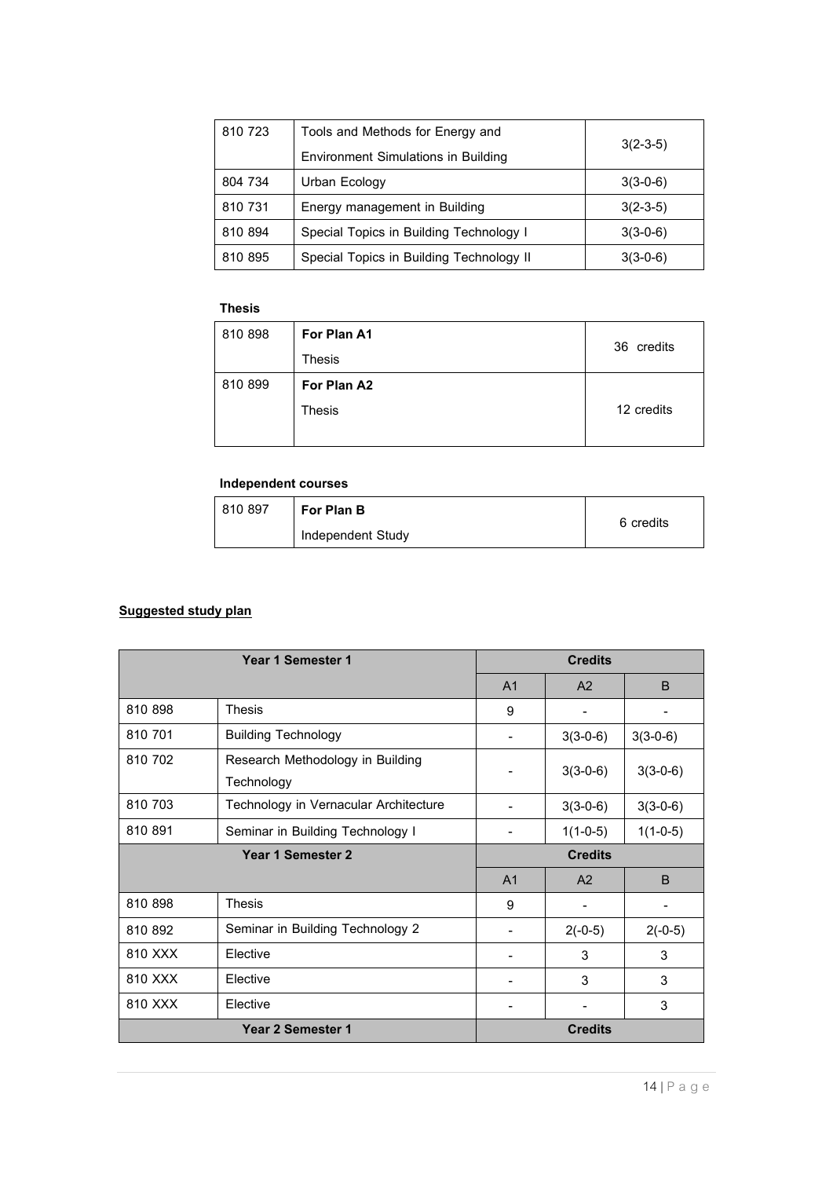| | | |
|---|---|---|
| 810 723 | Tools and Methods for Energy and Environment Simulations in Building | 3(2-3-5) |
| 804 734 | Urban Ecology | 3(3-0-6) |
| 810 731 | Energy management in Building | 3(2-3-5) |
| 810 894 | Special Topics in Building Technology I | 3(3-0-6) |
| 810 895 | Special Topics in Building Technology II | 3(3-0-6) |

**Thesis**

| | | |
|---|---|---|
| 810 898 | **For Plan A1** Thesis | 36 credits |
| 810 899 | **For Plan A2** Thesis | 12 credits |

**Independent courses**

| | | |
|---|---|---|
| 810 897 | **For Plan B** Independent Study | 6 credits |

**Suggested study plan**

| Year 1 Semester 1 | | Credits | | |
|---|---|---|---|---|
| | | A1 | A2 | B |
| 810 898 | Thesis | 9 | - | - |
| 810 701 | Building Technology | - | 3(3-0-6) | 3(3-0-6) |
| 810 702 | Research Methodology in Building Technology | - | 3(3-0-6) | 3(3-0-6) |
| 810 703 | Technology in Vernacular Architecture | - | 3(3-0-6) | 3(3-0-6) |
| 810 891 | Seminar in Building Technology I | - | 1(1-0-5) | 1(1-0-5) |
| **Year 1 Semester 2** | | **Credits** | | |
| | | A1 | A2 | B |
| 810 898 | Thesis | 9 | - | - |
| 810 892 | Seminar in Building Technology 2 | - | 2(-0-5) | 2(-0-5) |
| 810 XXX | Elective | - | 3 | 3 |
| 810 XXX | Elective | - | 3 | 3 |
| 810 XXX | Elective | - | - | 3 |
| **Year 2 Semester 1** | | **Credits** | | |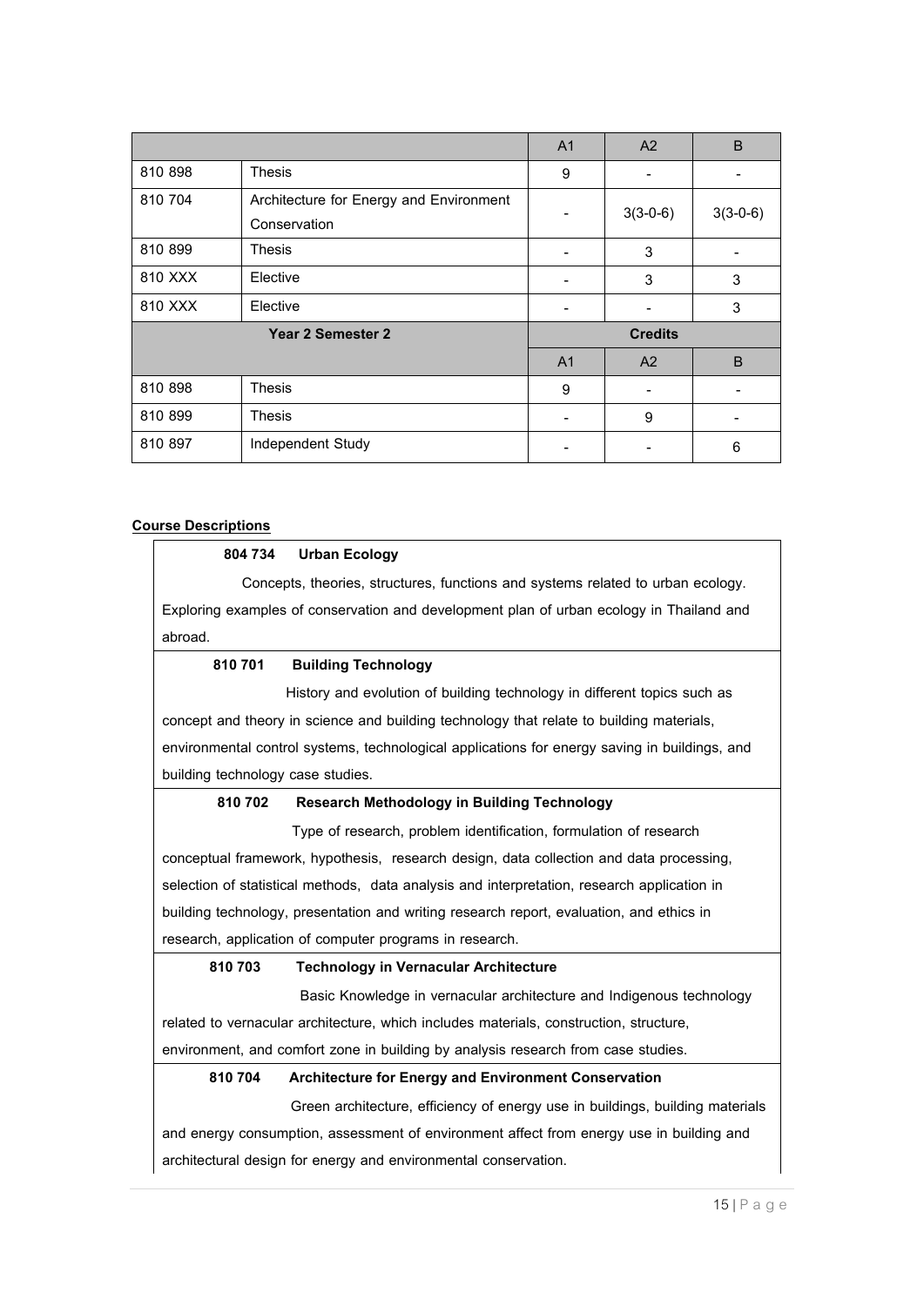| | | A1 | A2 | B |
|---|---|---|---|---|
| 810 898 | Thesis | 9 | - | - |
| 810 704 | Architecture for Energy and Environment Conservation | - | 3(3-0-6) | 3(3-0-6) |
| 810 899 | Thesis | - | 3 | - |
| 810 XXX | Elective | - | 3 | 3 |
| 810 XXX | Elective | - | - | 3 |
| **Year 2 Semester 2** | | **Credits** | | |
| | | A1 | A2 | B |
| 810 898 | Thesis | 9 | - | - |
| 810 899 | Thesis | - | 9 | - |
| 810 897 | Independent Study | - | - | 6 |

**Course Descriptions**

**804 734 Urban Ecology**

Concepts, theories, structures, functions and systems related to urban ecology. Exploring examples of conservation and development plan of urban ecology in Thailand and abroad.

**810 701 Building Technology**

History and evolution of building technology in different topics such as concept and theory in science and building technology that relate to building materials, environmental control systems, technological applications for energy saving in buildings, and building technology case studies.

**810 702 Research Methodology in Building Technology**

Type of research, problem identification, formulation of research conceptual framework, hypothesis, research design, data collection and data processing, selection of statistical methods, data analysis and interpretation, research application in building technology, presentation and writing research report, evaluation, and ethics in research, application of computer programs in research.

**810 703 Technology in Vernacular Architecture**

Basic Knowledge in vernacular architecture and Indigenous technology related to vernacular architecture, which includes materials, construction, structure, environment, and comfort zone in building by analysis research from case studies.

**810 704 Architecture for Energy and Environment Conservation**

Green architecture, efficiency of energy use in buildings, building materials and energy consumption, assessment of environment affect from energy use in building and architectural design for energy and environmental conservation.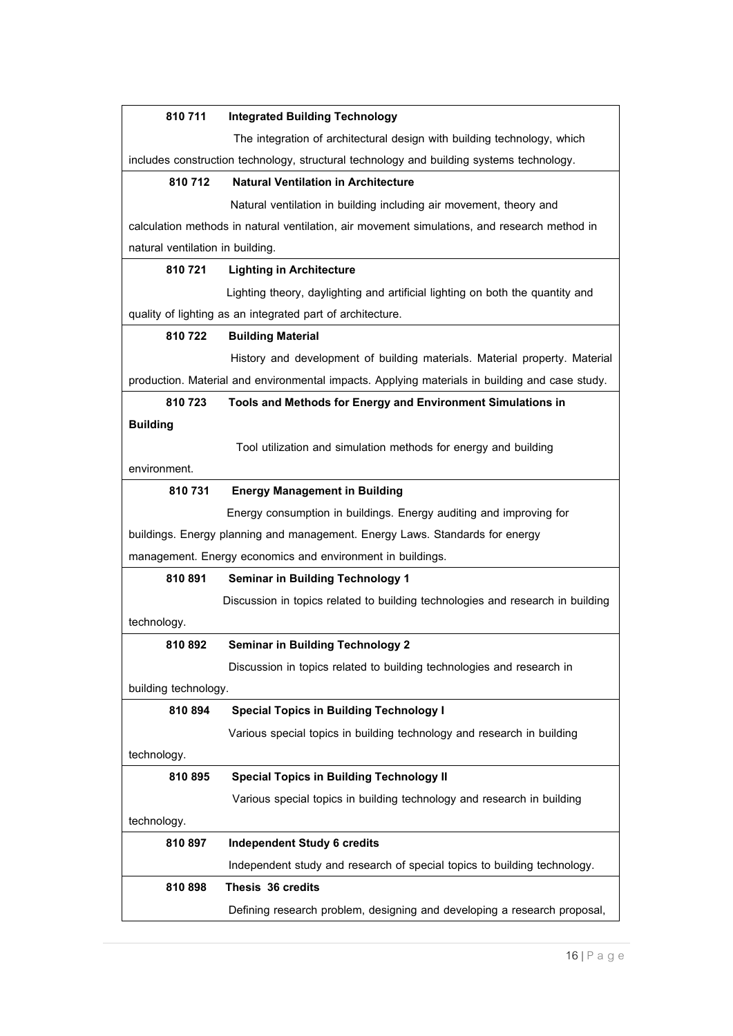**810 711 Integrated Building Technology**

The integration of architectural design with building technology, which includes construction technology, structural technology and building systems technology.

**810 712 Natural Ventilation in Architecture**

Natural ventilation in building including air movement, theory and calculation methods in natural ventilation, air movement simulations, and research method in natural ventilation in building.

**810 721 Lighting in Architecture**

Lighting theory, daylighting and artificial lighting on both the quantity and quality of lighting as an integrated part of architecture.

**810 722 Building Material**

History and development of building materials. Material property. Material production. Material and environmental impacts. Applying materials in building and case study.

**810 723 Tools and Methods for Energy and Environment Simulations in Building**

Tool utilization and simulation methods for energy and building environment.

**810 731 Energy Management in Building**

Energy consumption in buildings. Energy auditing and improving for buildings. Energy planning and management. Energy Laws. Standards for energy management. Energy economics and environment in buildings.

**810 891 Seminar in Building Technology 1**

Discussion in topics related to building technologies and research in building technology.

**810 892 Seminar in Building Technology 2**

Discussion in topics related to building technologies and research in building technology.

**810 894 Special Topics in Building Technology I**

Various special topics in building technology and research in building technology.

**810 895 Special Topics in Building Technology II**

Various special topics in building technology and research in building technology.

**810 897 Independent Study 6 credits**

Independent study and research of special topics to building technology.

**810 898 Thesis 36 credits**

Defining research problem, designing and developing a research proposal,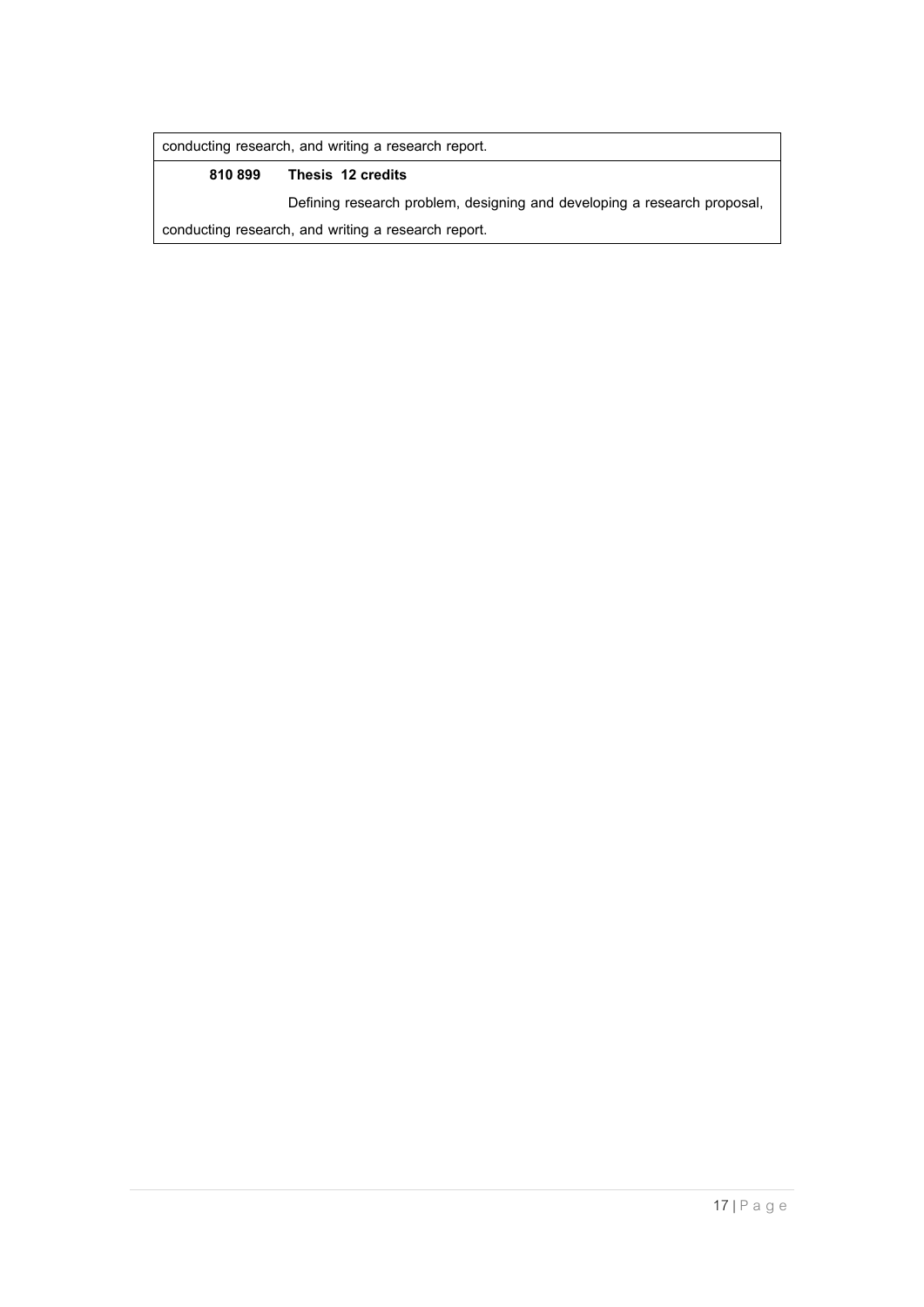conducting research, and writing a research report.

**810 899 Thesis 12 credits**

Defining research problem, designing and developing a research proposal, conducting research, and writing a research report.